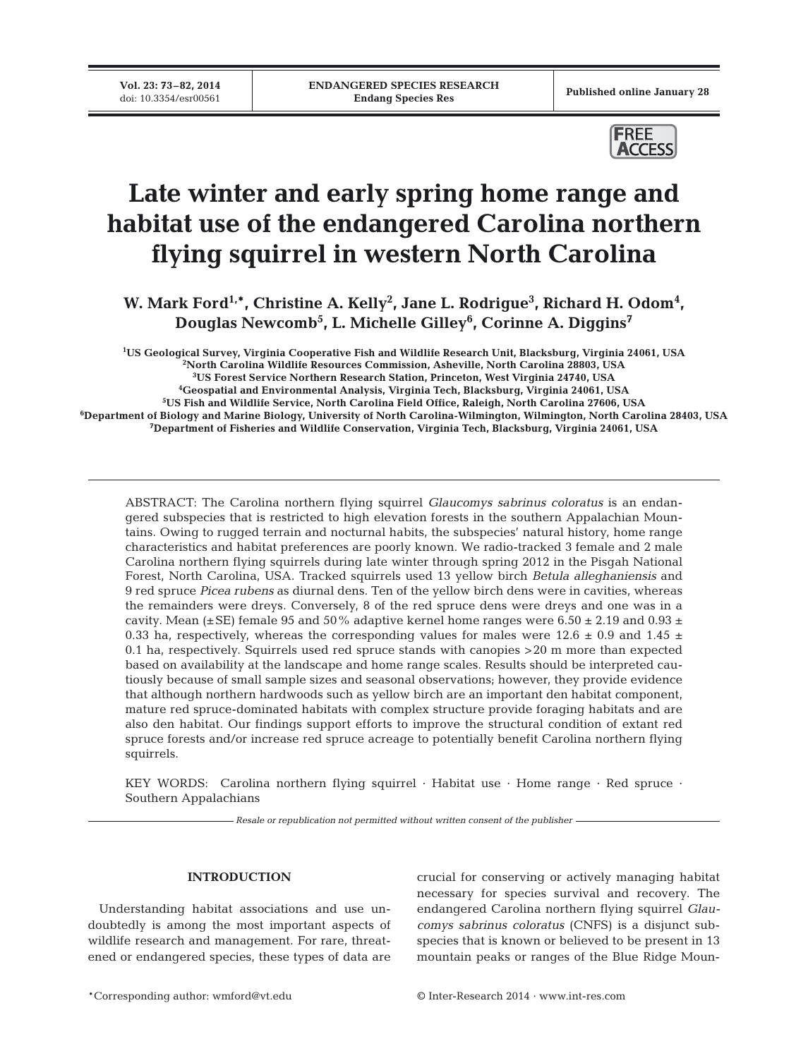FREE ACCESS

# Late winter and early spring home range and habitat use of the endangered Carolina northern flying squirrel in western North Carolina

**W. Mark Ford[1,*], Christine A. Kelly[2], Jane L. Rodrigue[3], Richard H. Odom[4], Douglas Newcomb[5], L. Michelle Gilley[6], Corinne A. Diggins[7]**

[1]US Geological Survey, Virginia Cooperative Fish and Wildlife Research Unit, Blacksburg, Virginia 24061, USA
[2]North Carolina Wildlife Resources Commission, Asheville, North Carolina 28803, USA
[3]US Forest Service Northern Research Station, Princeton, West Virginia 24740, USA
[4]Geospatial and Environmental Analysis, Virginia Tech, Blacksburg, Virginia 24061, USA
[5]US Fish and Wildlife Service, North Carolina Field Office, Raleigh, North Carolina 27606, USA
[6]Department of Biology and Marine Biology, University of North Carolina-Wilmington, Wilmington, North Carolina 28403, USA
[7]Department of Fisheries and Wildlife Conservation, Virginia Tech, Blacksburg, Virginia 24061, USA

ABSTRACT: The Carolina northern flying squirrel *Glaucomys sabrinus coloratus* is an endangered subspecies that is restricted to high elevation forests in the southern Appalachian Mountains. Owing to rugged terrain and nocturnal habits, the subspecies' natural history, home range characteristics and habitat preferences are poorly known. We radio-tracked 3 female and 2 male Carolina northern flying squirrels during late winter through spring 2012 in the Pisgah National Forest, North Carolina, USA. Tracked squirrels used 13 yellow birch *Betula alleghaniensis* and 9 red spruce *Picea rubens* as diurnal dens. Ten of the yellow birch dens were in cavities, whereas the remainders were dreys. Conversely, 8 of the red spruce dens were dreys and one was in a cavity. Mean (±SE) female 95 and 50% adaptive kernel home ranges were 6.50 ± 2.19 and 0.93 ± 0.33 ha, respectively, whereas the corresponding values for males were 12.6 ± 0.9 and 1.45 ± 0.1 ha, respectively. Squirrels used red spruce stands with canopies >20 m more than expected based on availability at the landscape and home range scales. Results should be interpreted cautiously because of small sample sizes and seasonal observations; however, they provide evidence that although northern hardwoods such as yellow birch are an important den habitat component, mature red spruce-dominated habitats with complex structure provide foraging habitats and are also den habitat. Our findings support efforts to improve the structural condition of extant red spruce forests and/or increase red spruce acreage to potentially benefit Carolina northern flying squirrels.

KEY WORDS: Carolina northern flying squirrel · Habitat use · Home range · Red spruce · Southern Appalachians

*Resale or republication not permitted without written consent of the publisher*

## INTRODUCTION

Understanding habitat associations and use undoubtedly is among the most important aspects of wildlife research and management. For rare, threatened or endangered species, these types of data are crucial for conserving or actively managing habitat necessary for species survival and recovery. The endangered Carolina northern flying squirrel *Glaucomys sabrinus coloratus* (CNFS) is a disjunct subspecies that is known or believed to be present in 13 mountain peaks or ranges of the Blue Ridge Moun-

*Corresponding author: wmford@vt.edu

© Inter-Research 2014 · www.int-res.com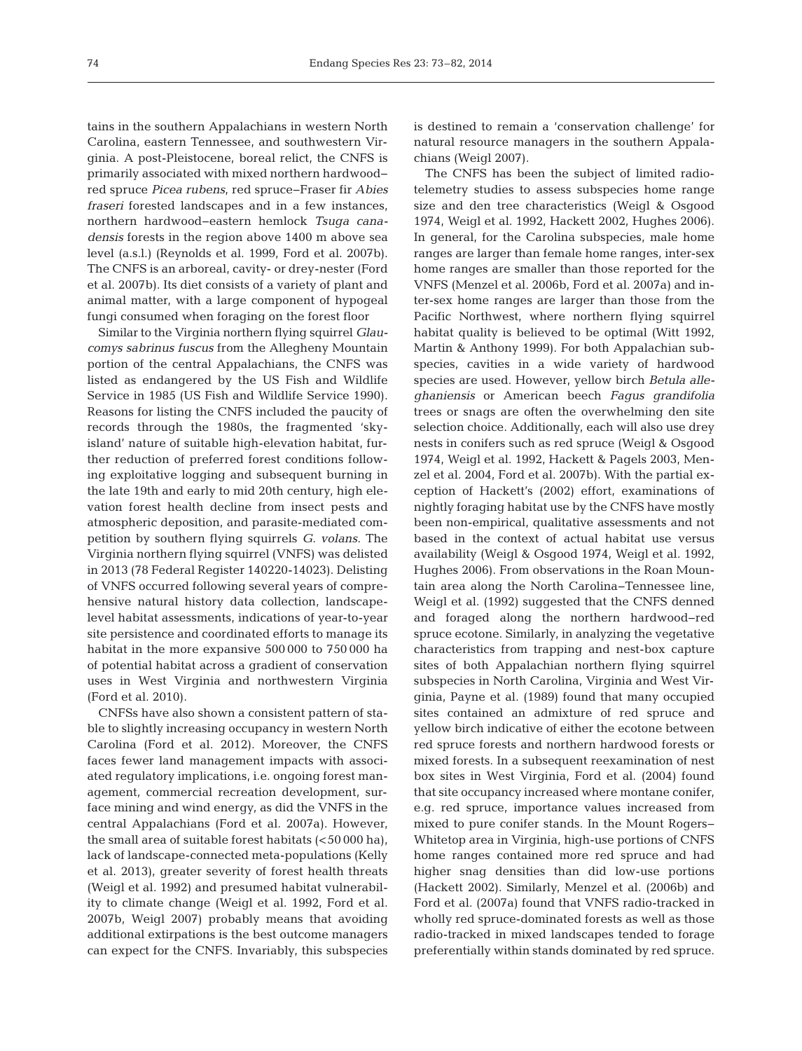tains in the southern Appalachians in western North Carolina, eastern Tennessee, and southwestern Virginia. A post-Pleistocene, boreal relict, the CNFS is primarily associated with mixed northern hardwood–red spruce *Picea rubens*, red spruce–Fraser fir *Abies fraseri* forested landscapes and in a few instances, northern hardwood–eastern hemlock *Tsuga canadensis* forests in the region above 1400 m above sea level (a.s.l.) (Reynolds et al. 1999, Ford et al. 2007b). The CNFS is an arboreal, cavity- or drey-nester (Ford et al. 2007b). Its diet consists of a variety of plant and animal matter, with a large component of hypogeal fungi consumed when foraging on the forest floor

Similar to the Virginia northern flying squirrel *Glaucomys sabrinus fuscus* from the Allegheny Mountain portion of the central Appalachians, the CNFS was listed as endangered by the US Fish and Wildlife Service in 1985 (US Fish and Wildlife Service 1990). Reasons for listing the CNFS included the paucity of records through the 1980s, the fragmented 'sky-island' nature of suitable high-elevation habitat, further reduction of preferred forest conditions following exploitative logging and subsequent burning in the late 19th and early to mid 20th century, high elevation forest health decline from insect pests and atmospheric deposition, and parasite-mediated competition by southern flying squirrels *G. volans*. The Virginia northern flying squirrel (VNFS) was delisted in 2013 (78 Federal Register 140220-14023). Delisting of VNFS occurred following several years of comprehensive natural history data collection, landscape-level habitat assessments, indications of year-to-year site persistence and coordinated efforts to manage its habitat in the more expansive 500 000 to 750 000 ha of potential habitat across a gradient of conservation uses in West Virginia and northwestern Virginia (Ford et al. 2010).

CNFSs have also shown a consistent pattern of stable to slightly increasing occupancy in western North Carolina (Ford et al. 2012). Moreover, the CNFS faces fewer land management impacts with associated regulatory implications, i.e. ongoing forest management, commercial recreation development, surface mining and wind energy, as did the VNFS in the central Appalachians (Ford et al. 2007a). However, the small area of suitable forest habitats (<50 000 ha), lack of landscape-connected meta-populations (Kelly et al. 2013), greater severity of forest health threats (Weigl et al. 1992) and presumed habitat vulnerability to climate change (Weigl et al. 1992, Ford et al. 2007b, Weigl 2007) probably means that avoiding additional extirpations is the best outcome managers can expect for the CNFS. Invariably, this subspecies is destined to remain a 'conservation challenge' for natural resource managers in the southern Appalachians (Weigl 2007).

The CNFS has been the subject of limited radio-telemetry studies to assess subspecies home range size and den tree characteristics (Weigl & Osgood 1974, Weigl et al. 1992, Hackett 2002, Hughes 2006). In general, for the Carolina subspecies, male home ranges are larger than female home ranges, inter-sex home ranges are smaller than those reported for the VNFS (Menzel et al. 2006b, Ford et al. 2007a) and inter-sex home ranges are larger than those from the Pacific Northwest, where northern flying squirrel habitat quality is believed to be optimal (Witt 1992, Martin & Anthony 1999). For both Appalachian subspecies, cavities in a wide variety of hardwood species are used. However, yellow birch *Betula alleghaniensis* or American beech *Fagus grandifolia* trees or snags are often the overwhelming den site selection choice. Additionally, each will also use drey nests in conifers such as red spruce (Weigl & Osgood 1974, Weigl et al. 1992, Hackett & Pagels 2003, Menzel et al. 2004, Ford et al. 2007b). With the partial exception of Hackett's (2002) effort, examinations of nightly foraging habitat use by the CNFS have mostly been non-empirical, qualitative assessments and not based in the context of actual habitat use versus availability (Weigl & Osgood 1974, Weigl et al. 1992, Hughes 2006). From observations in the Roan Mountain area along the North Carolina–Tennessee line, Weigl et al. (1992) suggested that the CNFS denned and foraged along the northern hardwood–red spruce ecotone. Similarly, in analyzing the vegetative characteristics from trapping and nest-box capture sites of both Appalachian northern flying squirrel subspecies in North Carolina, Virginia and West Virginia, Payne et al. (1989) found that many occupied sites contained an admixture of red spruce and yellow birch indicative of either the ecotone between red spruce forests and northern hardwood forests or mixed forests. In a subsequent reexamination of nest box sites in West Virginia, Ford et al. (2004) found that site occupancy increased where montane conifer, e.g. red spruce, importance values increased from mixed to pure conifer stands. In the Mount Rogers–Whitetop area in Virginia, high-use portions of CNFS home ranges contained more red spruce and had higher snag densities than did low-use portions (Hackett 2002). Similarly, Menzel et al. (2006b) and Ford et al. (2007a) found that VNFS radio-tracked in wholly red spruce-dominated forests as well as those radio-tracked in mixed landscapes tended to forage preferentially within stands dominated by red spruce.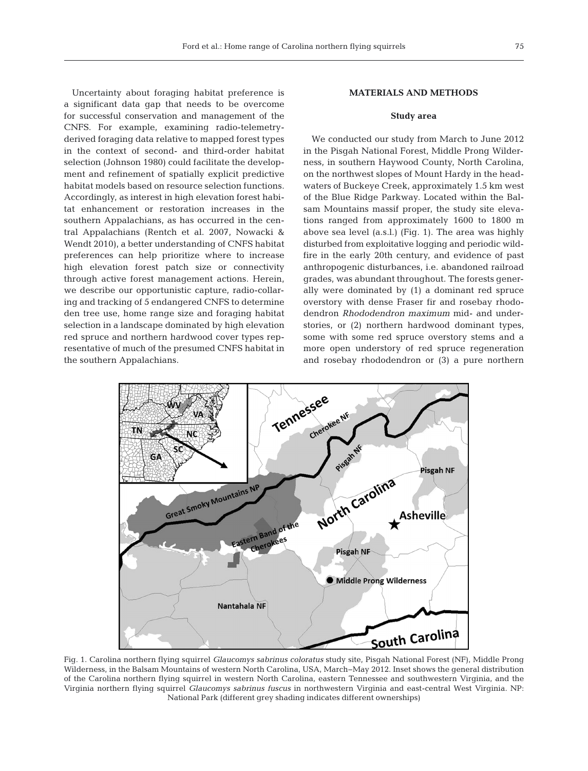Uncertainty about foraging habitat preference is a significant data gap that needs to be overcome for successful conservation and management of the CNFS. For example, examining radio-telemetry-derived foraging data relative to mapped forest types in the context of second- and third-order habitat selection (Johnson 1980) could facilitate the development and refinement of spatially explicit predictive habitat models based on resource selection functions. Accordingly, as interest in high elevation forest habitat enhancement or restoration increases in the southern Appalachians, as has occurred in the central Appalachians (Rentch et al. 2007, Nowacki & Wendt 2010), a better understanding of CNFS habitat preferences can help prioritize where to increase high elevation forest patch size or connectivity through active forest management actions. Herein, we describe our opportunistic capture, radio-collaring and tracking of 5 endangered CNFS to determine den tree use, home range size and foraging habitat selection in a landscape dominated by high elevation red spruce and northern hardwood cover types representative of much of the presumed CNFS habitat in the southern Appalachians.

## MATERIALS AND METHODS

### Study area

We conducted our study from March to June 2012 in the Pisgah National Forest, Middle Prong Wilderness, in southern Haywood County, North Carolina, on the northwest slopes of Mount Hardy in the headwaters of Buckeye Creek, approximately 1.5 km west of the Blue Ridge Parkway. Located within the Balsam Mountains massif proper, the study site elevations ranged from approximately 1600 to 1800 m above sea level (a.s.l.) (Fig. 1). The area was highly disturbed from exploitative logging and periodic wildfire in the early 20th century, and evidence of past anthropogenic disturbances, i.e. abandoned railroad grades, was abundant throughout. The forests generally were dominated by (1) a dominant red spruce overstory with dense Fraser fir and rosebay rhododendron *Rhododendron maximum* mid- and understories, or (2) northern hardwood dominant types, some with some red spruce overstory stems and a more open understory of red spruce regeneration and rosebay rhododendron or (3) a pure northern

Fig. 1. Carolina northern flying squirrel *Glaucomys sabrinus coloratus* study site, Pisgah National Forest (NF), Middle Prong Wilderness, in the Balsam Mountains of western North Carolina, USA, March–May 2012. Inset shows the general distribution of the Carolina northern flying squirrel in western North Carolina, eastern Tennessee and southwestern Virginia, and the Virginia northern flying squirrel *Glaucomys sabrinus fuscus* in northwestern Virginia and east-central West Virginia. NP: National Park (different grey shading indicates different ownerships)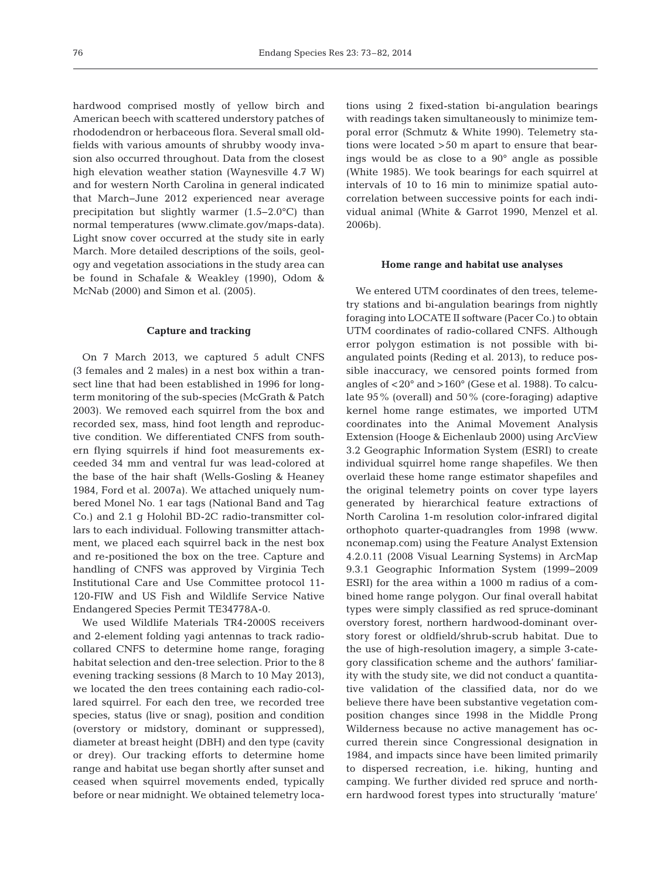hardwood comprised mostly of yellow birch and American beech with scattered understory patches of rhododendron or herbaceous flora. Several small oldfields with various amounts of shrubby woody invasion also occurred throughout. Data from the closest high elevation weather station (Waynesville 4.7 W) and for western North Carolina in general indicated that March–June 2012 experienced near average precipitation but slightly warmer (1.5–2.0°C) than normal temperatures (www.climate.gov/maps-data). Light snow cover occurred at the study site in early March. More detailed descriptions of the soils, geology and vegetation associations in the study area can be found in Schafale & Weakley (1990), Odom & McNab (2000) and Simon et al. (2005).

### Capture and tracking

On 7 March 2013, we captured 5 adult CNFS (3 females and 2 males) in a nest box within a transect line that had been established in 1996 for long-term monitoring of the sub-species (McGrath & Patch 2003). We removed each squirrel from the box and recorded sex, mass, hind foot length and reproductive condition. We differentiated CNFS from southern flying squirrels if hind foot measurements exceeded 34 mm and ventral fur was lead-colored at the base of the hair shaft (Wells-Gosling & Heaney 1984, Ford et al. 2007a). We attached uniquely numbered Monel No. 1 ear tags (National Band and Tag Co.) and 2.1 g Holohil BD-2C radio-transmitter collars to each individual. Following transmitter attachment, we placed each squirrel back in the nest box and re-positioned the box on the tree. Capture and handling of CNFS was approved by Virginia Tech Institutional Care and Use Committee protocol 11-120-FIW and US Fish and Wildlife Service Native Endangered Species Permit TE34778A-0.

We used Wildlife Materials TR4-2000S receivers and 2-element folding yagi antennas to track radio-collared CNFS to determine home range, foraging habitat selection and den-tree selection. Prior to the 8 evening tracking sessions (8 March to 10 May 2013), we located the den trees containing each radio-collared squirrel. For each den tree, we recorded tree species, status (live or snag), position and condition (overstory or midstory, dominant or suppressed), diameter at breast height (DBH) and den type (cavity or drey). Our tracking efforts to determine home range and habitat use began shortly after sunset and ceased when squirrel movements ended, typically before or near midnight. We obtained telemetry locations using 2 fixed-station bi-angulation bearings with readings taken simultaneously to minimize temporal error (Schmutz & White 1990). Telemetry stations were located >50 m apart to ensure that bearings would be as close to a 90° angle as possible (White 1985). We took bearings for each squirrel at intervals of 10 to 16 min to minimize spatial autocorrelation between successive points for each individual animal (White & Garrot 1990, Menzel et al. 2006b).

### Home range and habitat use analyses

We entered UTM coordinates of den trees, telemetry stations and bi-angulation bearings from nightly foraging into LOCATE II software (Pacer Co.) to obtain UTM coordinates of radio-collared CNFS. Although error polygon estimation is not possible with bi-angulated points (Reding et al. 2013), to reduce possible inaccuracy, we censored points formed from angles of <20° and >160° (Gese et al. 1988). To calculate 95% (overall) and 50% (core-foraging) adaptive kernel home range estimates, we imported UTM coordinates into the Animal Movement Analysis Extension (Hooge & Eichenlaub 2000) using ArcView 3.2 Geographic Information System (ESRI) to create individual squirrel home range shapefiles. We then overlaid these home range estimator shapefiles and the original telemetry points on cover type layers generated by hierarchical feature extractions of North Carolina 1-m resolution color-infrared digital orthophoto quarter-quadrangles from 1998 (www.nconemap.com) using the Feature Analyst Extension 4.2.0.11 (2008 Visual Learning Systems) in ArcMap 9.3.1 Geographic Information System (1999–2009 ESRI) for the area within a 1000 m radius of a combined home range polygon. Our final overall habitat types were simply classified as red spruce-dominant overstory forest, northern hardwood-dominant overstory forest or oldfield/shrub-scrub habitat. Due to the use of high-resolution imagery, a simple 3-category classification scheme and the authors' familiarity with the study site, we did not conduct a quantitative validation of the classified data, nor do we believe there have been substantive vegetation composition changes since 1998 in the Middle Prong Wilderness because no active management has occurred therein since Congressional designation in 1984, and impacts since have been limited primarily to dispersed recreation, i.e. hiking, hunting and camping. We further divided red spruce and northern hardwood forest types into structurally 'mature'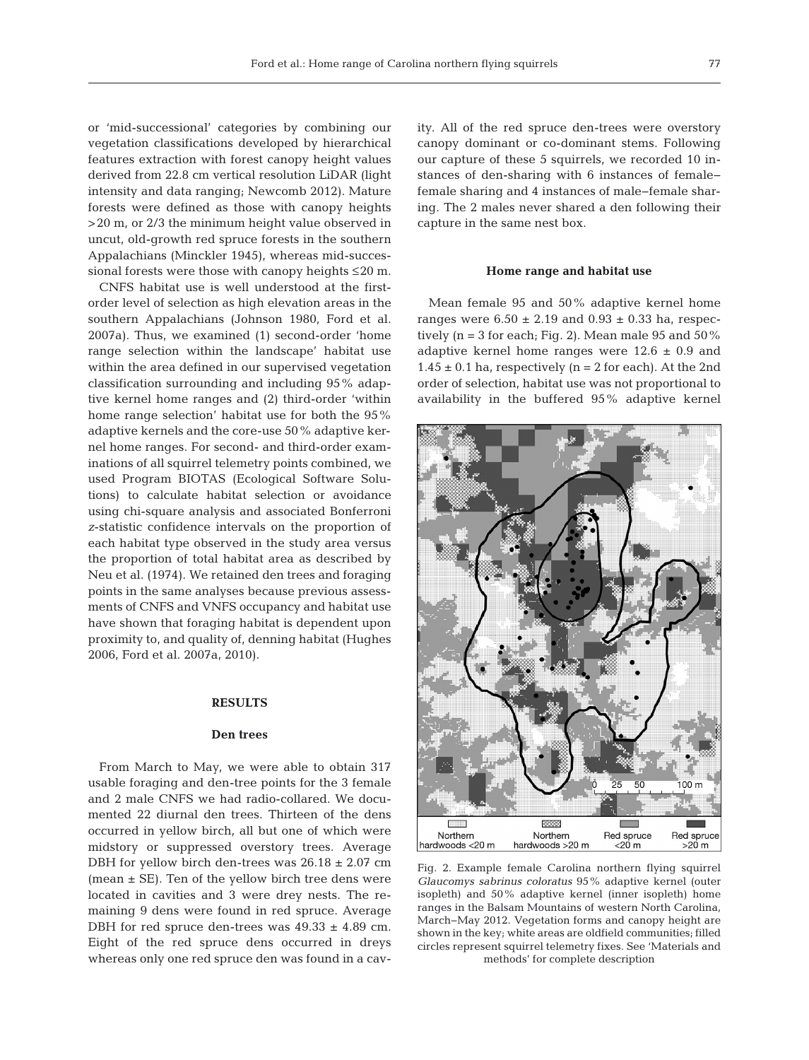or 'mid-successional' categories by combining our vegetation classifications developed by hierarchical features extraction with forest canopy height values derived from 22.8 cm vertical resolution LiDAR (light intensity and data ranging; Newcomb 2012). Mature forests were defined as those with canopy heights >20 m, or 2/3 the minimum height value observed in uncut, old-growth red spruce forests in the southern Appalachians (Minckler 1945), whereas mid-successional forests were those with canopy heights ≤20 m.

CNFS habitat use is well understood at the first-order level of selection as high elevation areas in the southern Appalachians (Johnson 1980, Ford et al. 2007a). Thus, we examined (1) second-order 'home range selection within the landscape' habitat use within the area defined in our supervised vegetation classification surrounding and including 95% adaptive kernel home ranges and (2) third-order 'within home range selection' habitat use for both the 95% adaptive kernels and the core-use 50% adaptive kernel home ranges. For second- and third-order examinations of all squirrel telemetry points combined, we used Program BIOTAS (Ecological Software Solutions) to calculate habitat selection or avoidance using chi-square analysis and associated Bonferroni *z*-statistic confidence intervals on the proportion of each habitat type observed in the study area versus the proportion of total habitat area as described by Neu et al. (1974). We retained den trees and foraging points in the same analyses because previous assessments of CNFS and VNFS occupancy and habitat use have shown that foraging habitat is dependent upon proximity to, and quality of, denning habitat (Hughes 2006, Ford et al. 2007a, 2010).

## RESULTS

### Den trees

From March to May, we were able to obtain 317 usable foraging and den-tree points for the 3 female and 2 male CNFS we had radio-collared. We documented 22 diurnal den trees. Thirteen of the dens occurred in yellow birch, all but one of which were midstory or suppressed overstory trees. Average DBH for yellow birch den-trees was 26.18 ± 2.07 cm (mean ± SE). Ten of the yellow birch tree dens were located in cavities and 3 were drey nests. The remaining 9 dens were found in red spruce. Average DBH for red spruce den-trees was 49.33 ± 4.89 cm. Eight of the red spruce dens occurred in dreys whereas only one red spruce den was found in a cavity. All of the red spruce den-trees were overstory canopy dominant or co-dominant stems. Following our capture of these 5 squirrels, we recorded 10 instances of den-sharing with 6 instances of female–female sharing and 4 instances of male–female sharing. The 2 males never shared a den following their capture in the same nest box.

### Home range and habitat use

Mean female 95 and 50% adaptive kernel home ranges were 6.50 ± 2.19 and 0.93 ± 0.33 ha, respectively (n = 3 for each; Fig. 2). Mean male 95 and 50% adaptive kernel home ranges were 12.6 ± 0.9 and 1.45 ± 0.1 ha, respectively (n = 2 for each). At the 2nd order of selection, habitat use was not proportional to availability in the buffered 95% adaptive kernel

Fig. 2. Example female Carolina northern flying squirrel *Glaucomys sabrinus coloratus* 95% adaptive kernel (outer isopleth) and 50% adaptive kernel (inner isopleth) home ranges in the Balsam Mountains of western North Carolina, March–May 2012. Vegetation forms and canopy height are shown in the key; white areas are oldfield communities; filled circles represent squirrel telemetry fixes. See 'Materials and methods' for complete description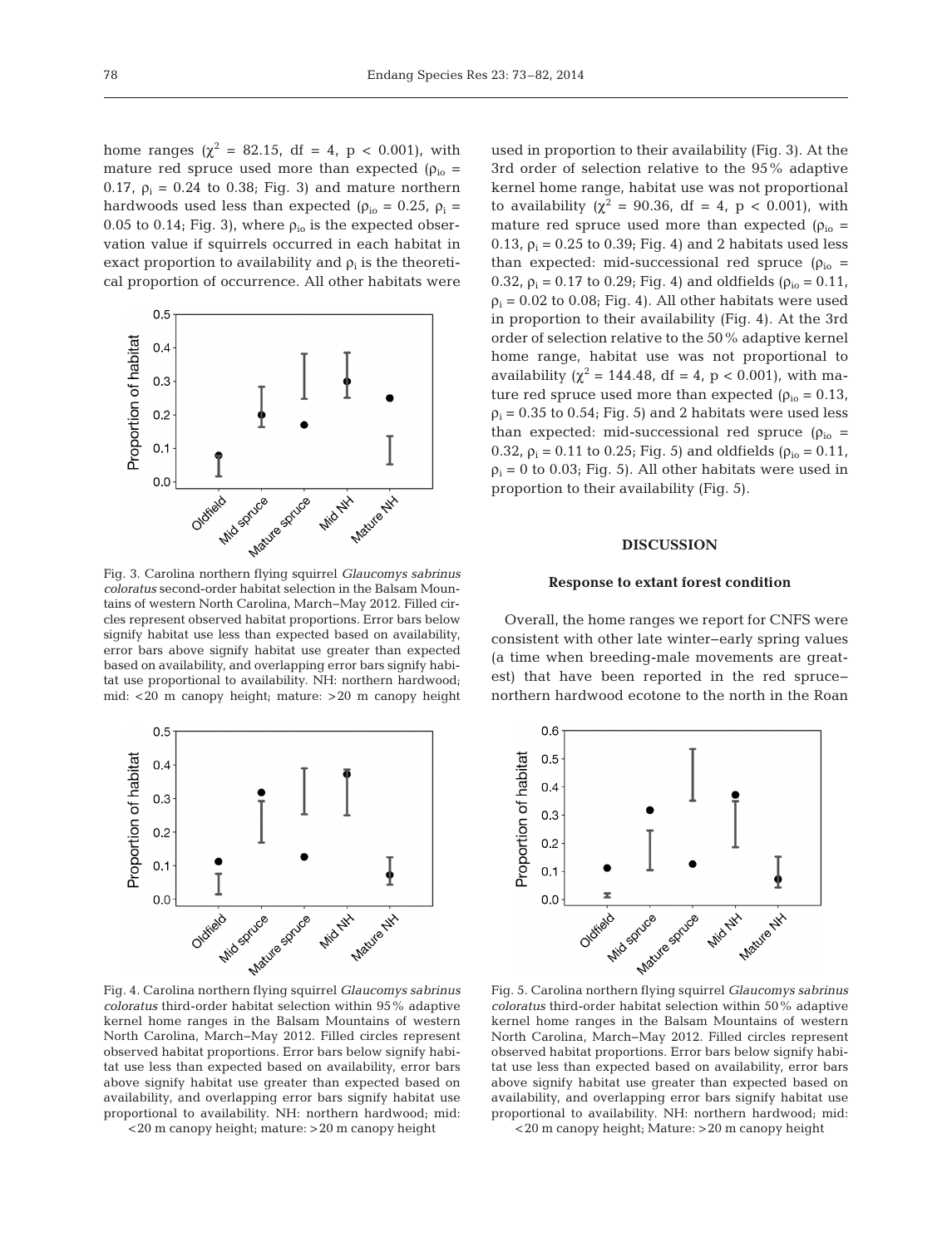home ranges ($\chi^2$ = 82.15, df = 4, $p < 0.001$), with mature red spruce used more than expected ($\rho_{io}$ = 0.17, $\rho_i$ = 0.24 to 0.38; Fig. 3) and mature northern hardwoods used less than expected ($\rho_{io}$ = 0.25, $\rho_i$ = 0.05 to 0.14; Fig. 3), where $\rho_{io}$ is the expected observation value if squirrels occurred in each habitat in exact proportion to availability and $\rho_i$ is the theoretical proportion of occurrence. All other habitats were used in proportion to their availability (Fig. 3). At the 3rd order of selection relative to the 95% adaptive kernel home range, habitat use was not proportional to availability ($\chi^2$ = 90.36, df = 4, $p < 0.001$), with mature red spruce used more than expected ($\rho_{io}$ = 0.13, $\rho_i$ = 0.25 to 0.39; Fig. 4) and 2 habitats used less than expected: mid-successional red spruce ($\rho_{io}$ = 0.32, $\rho_i$ = 0.17 to 0.29; Fig. 4) and oldfields ($\rho_{io}$ = 0.11, $\rho_i$ = 0.02 to 0.08; Fig. 4). All other habitats were used in proportion to their availability (Fig. 4). At the 3rd order of selection relative to the 50% adaptive kernel home range, habitat use was not proportional to availability ($\chi^2$ = 144.48, df = 4, $p < 0.001$), with mature red spruce used more than expected ($\rho_{io}$ = 0.13, $\rho_i$ = 0.35 to 0.54; Fig. 5) and 2 habitats were used less than expected: mid-successional red spruce ($\rho_{io}$ = 0.32, $\rho_i$ = 0.11 to 0.25; Fig. 5) and oldfields ($\rho_{io}$ = 0.11, $\rho_i$ = 0 to 0.03; Fig. 5). All other habitats were used in proportion to their availability (Fig. 5).

Fig. 3. Carolina northern flying squirrel *Glaucomys sabrinus coloratus* second-order habitat selection in the Balsam Mountains of western North Carolina, March–May 2012. Filled circles represent observed habitat proportions. Error bars below signify habitat use less than expected based on availability, error bars above signify habitat use greater than expected based on availability, and overlapping error bars signify habitat use proportional to availability. NH: northern hardwood; mid: <20 m canopy height; mature: >20 m canopy height

Fig. 4. Carolina northern flying squirrel *Glaucomys sabrinus coloratus* third-order habitat selection within 95% adaptive kernel home ranges in the Balsam Mountains of western North Carolina, March–May 2012. Filled circles represent observed habitat proportions. Error bars below signify habitat use less than expected based on availability, error bars above signify habitat use greater than expected based on availability, and overlapping error bars signify habitat use proportional to availability. NH: northern hardwood; mid: <20 m canopy height; mature: >20 m canopy height

Fig. 5. Carolina northern flying squirrel *Glaucomys sabrinus coloratus* third-order habitat selection within 50% adaptive kernel home ranges in the Balsam Mountains of western North Carolina, March–May 2012. Filled circles represent observed habitat proportions. Error bars below signify habitat use less than expected based on availability, error bars above signify habitat use greater than expected based on availability, and overlapping error bars signify habitat use proportional to availability. NH: northern hardwood; mid: <20 m canopy height; Mature: >20 m canopy height

## DISCUSSION

### Response to extant forest condition

Overall, the home ranges we report for CNFS were consistent with other late winter–early spring values (a time when breeding-male movements are greatest) that have been reported in the red spruce–northern hardwood ecotone to the north in the Roan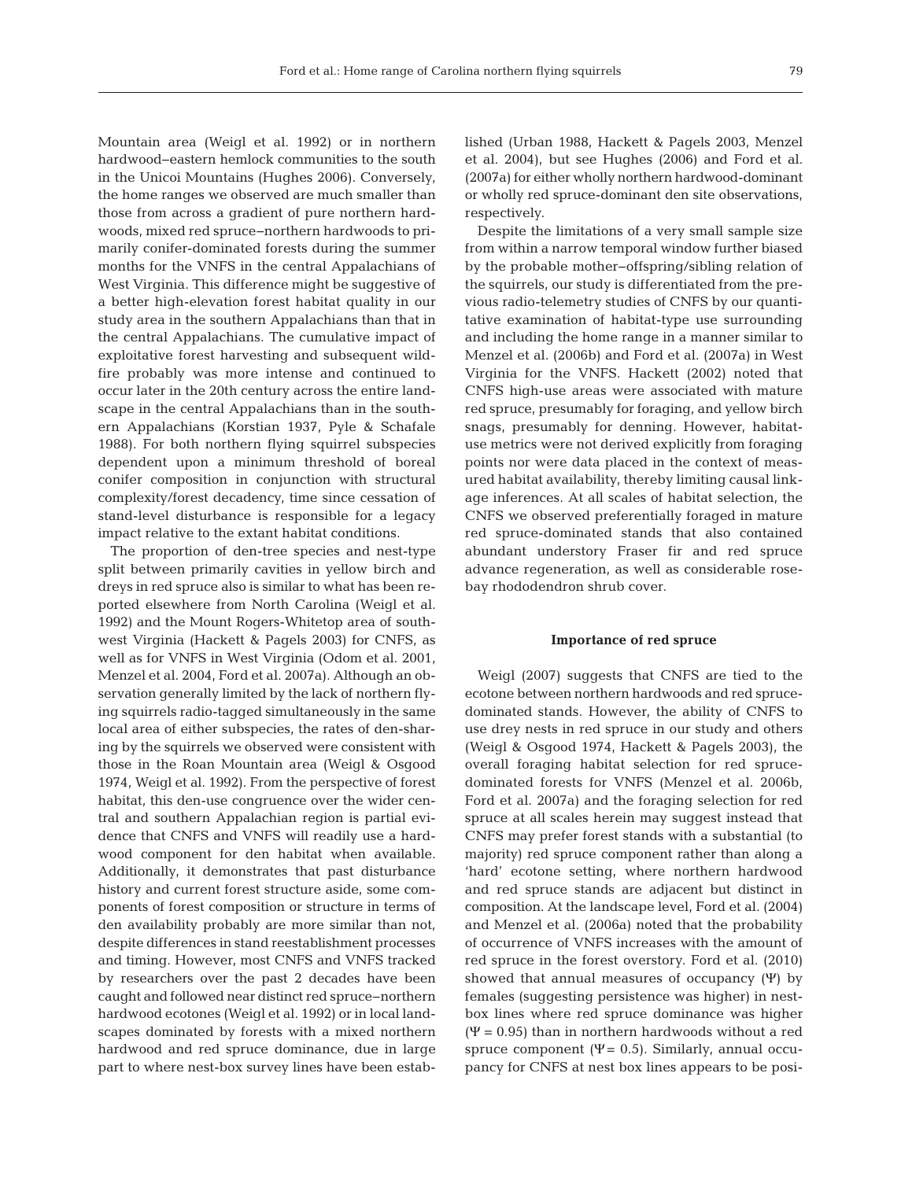Mountain area (Weigl et al. 1992) or in northern hardwood–eastern hemlock communities to the south in the Unicoi Mountains (Hughes 2006). Conversely, the home ranges we observed are much smaller than those from across a gradient of pure northern hardwoods, mixed red spruce–northern hardwoods to primarily conifer-dominated forests during the summer months for the VNFS in the central Appalachians of West Virginia. This difference might be suggestive of a better high-elevation forest habitat quality in our study area in the southern Appalachians than that in the central Appalachians. The cumulative impact of exploitative forest harvesting and subsequent wildfire probably was more intense and continued to occur later in the 20th century across the entire landscape in the central Appalachians than in the southern Appalachians (Korstian 1937, Pyle & Schafale 1988). For both northern flying squirrel subspecies dependent upon a minimum threshold of boreal conifer composition in conjunction with structural complexity/forest decadency, time since cessation of stand-level disturbance is responsible for a legacy impact relative to the extant habitat conditions.

The proportion of den-tree species and nest-type split between primarily cavities in yellow birch and dreys in red spruce also is similar to what has been reported elsewhere from North Carolina (Weigl et al. 1992) and the Mount Rogers-Whitetop area of southwest Virginia (Hackett & Pagels 2003) for CNFS, as well as for VNFS in West Virginia (Odom et al. 2001, Menzel et al. 2004, Ford et al. 2007a). Although an observation generally limited by the lack of northern flying squirrels radio-tagged simultaneously in the same local area of either subspecies, the rates of den-sharing by the squirrels we observed were consistent with those in the Roan Mountain area (Weigl & Osgood 1974, Weigl et al. 1992). From the perspective of forest habitat, this den-use congruence over the wider central and southern Appalachian region is partial evidence that CNFS and VNFS will readily use a hardwood component for den habitat when available. Additionally, it demonstrates that past disturbance history and current forest structure aside, some components of forest composition or structure in terms of den availability probably are more similar than not, despite differences in stand reestablishment processes and timing. However, most CNFS and VNFS tracked by researchers over the past 2 decades have been caught and followed near distinct red spruce–northern hardwood ecotones (Weigl et al. 1992) or in local landscapes dominated by forests with a mixed northern hardwood and red spruce dominance, due in large part to where nest-box survey lines have been established (Urban 1988, Hackett & Pagels 2003, Menzel et al. 2004), but see Hughes (2006) and Ford et al. (2007a) for either wholly northern hardwood-dominant or wholly red spruce-dominant den site observations, respectively.

Despite the limitations of a very small sample size from within a narrow temporal window further biased by the probable mother–offspring/sibling relation of the squirrels, our study is differentiated from the previous radio-telemetry studies of CNFS by our quantitative examination of habitat-type use surrounding and including the home range in a manner similar to Menzel et al. (2006b) and Ford et al. (2007a) in West Virginia for the VNFS. Hackett (2002) noted that CNFS high-use areas were associated with mature red spruce, presumably for foraging, and yellow birch snags, presumably for denning. However, habitat-use metrics were not derived explicitly from foraging points nor were data placed in the context of measured habitat availability, thereby limiting causal linkage inferences. At all scales of habitat selection, the CNFS we observed preferentially foraged in mature red spruce-dominated stands that also contained abundant understory Fraser fir and red spruce advance regeneration, as well as considerable rosebay rhododendron shrub cover.

### Importance of red spruce

Weigl (2007) suggests that CNFS are tied to the ecotone between northern hardwoods and red spruce-dominated stands. However, the ability of CNFS to use drey nests in red spruce in our study and others (Weigl & Osgood 1974, Hackett & Pagels 2003), the overall foraging habitat selection for red spruce-dominated forests for VNFS (Menzel et al. 2006b, Ford et al. 2007a) and the foraging selection for red spruce at all scales herein may suggest instead that CNFS may prefer forest stands with a substantial (to majority) red spruce component rather than along a 'hard' ecotone setting, where northern hardwood and red spruce stands are adjacent but distinct in composition. At the landscape level, Ford et al. (2004) and Menzel et al. (2006a) noted that the probability of occurrence of VNFS increases with the amount of red spruce in the forest overstory. Ford et al. (2010) showed that annual measures of occupancy ($\Psi$) by females (suggesting persistence was higher) in nest-box lines where red spruce dominance was higher ($\Psi = 0.95$) than in northern hardwoods without a red spruce component ($\Psi = 0.5$). Similarly, annual occupancy for CNFS at nest box lines appears to be posi-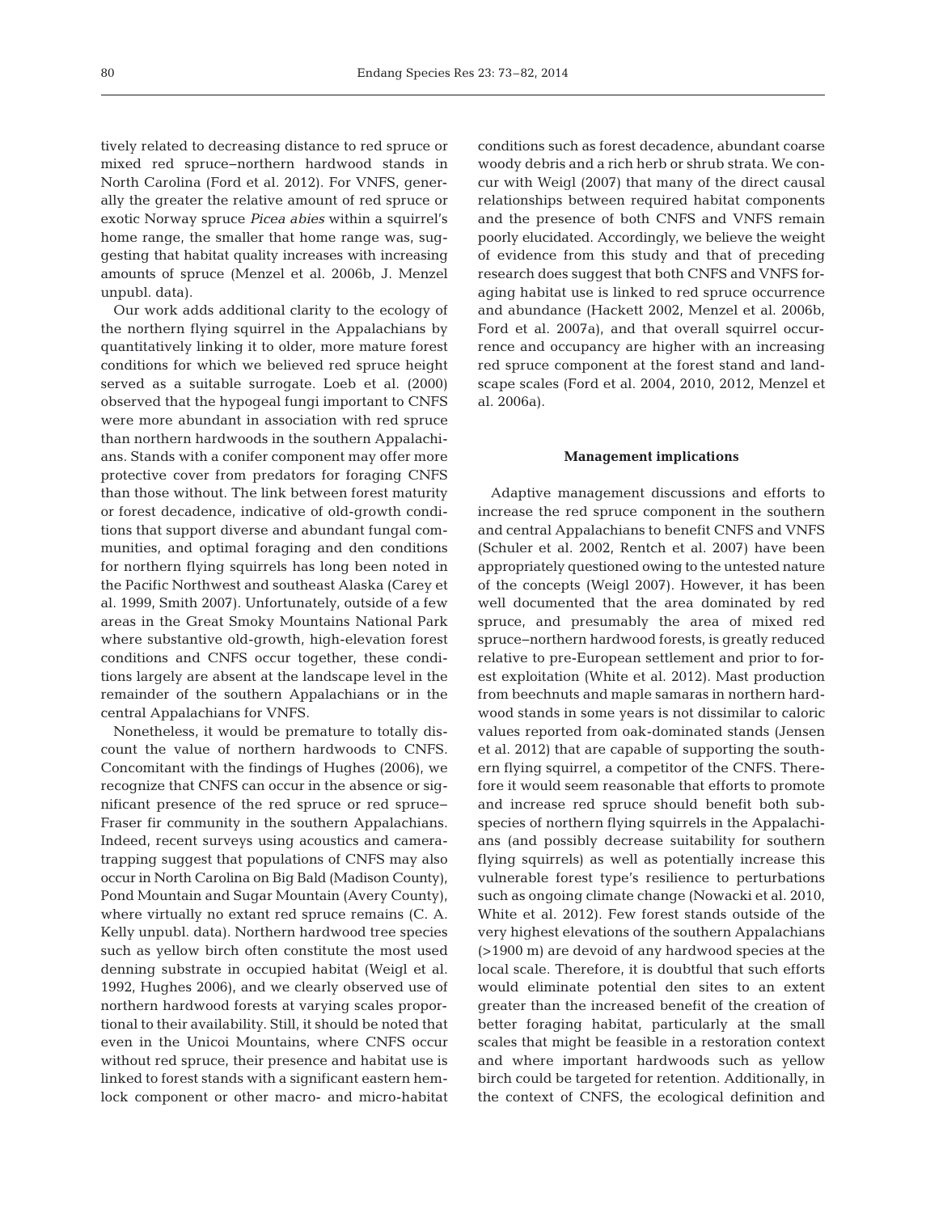tively related to decreasing distance to red spruce or mixed red spruce–northern hardwood stands in North Carolina (Ford et al. 2012). For VNFS, generally the greater the relative amount of red spruce or exotic Norway spruce *Picea abies* within a squirrel's home range, the smaller that home range was, suggesting that habitat quality increases with increasing amounts of spruce (Menzel et al. 2006b, J. Menzel unpubl. data).

Our work adds additional clarity to the ecology of the northern flying squirrel in the Appalachians by quantitatively linking it to older, more mature forest conditions for which we believed red spruce height served as a suitable surrogate. Loeb et al. (2000) observed that the hypogeal fungi important to CNFS were more abundant in association with red spruce than northern hardwoods in the southern Appalachians. Stands with a conifer component may offer more protective cover from predators for foraging CNFS than those without. The link between forest maturity or forest decadence, indicative of old-growth conditions that support diverse and abundant fungal communities, and optimal foraging and den conditions for northern flying squirrels has long been noted in the Pacific Northwest and southeast Alaska (Carey et al. 1999, Smith 2007). Unfortunately, outside of a few areas in the Great Smoky Mountains National Park where substantive old-growth, high-elevation forest conditions and CNFS occur together, these conditions largely are absent at the landscape level in the remainder of the southern Appalachians or in the central Appalachians for VNFS.

Nonetheless, it would be premature to totally discount the value of northern hardwoods to CNFS. Concomitant with the findings of Hughes (2006), we recognize that CNFS can occur in the absence or significant presence of the red spruce or red spruce–Fraser fir community in the southern Appalachians. Indeed, recent surveys using acoustics and camera-trapping suggest that populations of CNFS may also occur in North Carolina on Big Bald (Madison County), Pond Mountain and Sugar Mountain (Avery County), where virtually no extant red spruce remains (C. A. Kelly unpubl. data). Northern hardwood tree species such as yellow birch often constitute the most used denning substrate in occupied habitat (Weigl et al. 1992, Hughes 2006), and we clearly observed use of northern hardwood forests at varying scales proportional to their availability. Still, it should be noted that even in the Unicoi Mountains, where CNFS occur without red spruce, their presence and habitat use is linked to forest stands with a significant eastern hemlock component or other macro- and micro-habitat conditions such as forest decadence, abundant coarse woody debris and a rich herb or shrub strata. We concur with Weigl (2007) that many of the direct causal relationships between required habitat components and the presence of both CNFS and VNFS remain poorly elucidated. Accordingly, we believe the weight of evidence from this study and that of preceding research does suggest that both CNFS and VNFS foraging habitat use is linked to red spruce occurrence and abundance (Hackett 2002, Menzel et al. 2006b, Ford et al. 2007a), and that overall squirrel occurrence and occupancy are higher with an increasing red spruce component at the forest stand and landscape scales (Ford et al. 2004, 2010, 2012, Menzel et al. 2006a).

## Management implications

Adaptive management discussions and efforts to increase the red spruce component in the southern and central Appalachians to benefit CNFS and VNFS (Schuler et al. 2002, Rentch et al. 2007) have been appropriately questioned owing to the untested nature of the concepts (Weigl 2007). However, it has been well documented that the area dominated by red spruce, and presumably the area of mixed red spruce–northern hardwood forests, is greatly reduced relative to pre-European settlement and prior to forest exploitation (White et al. 2012). Mast production from beechnuts and maple samaras in northern hardwood stands in some years is not dissimilar to caloric values reported from oak-dominated stands (Jensen et al. 2012) that are capable of supporting the southern flying squirrel, a competitor of the CNFS. Therefore it would seem reasonable that efforts to promote and increase red spruce should benefit both subspecies of northern flying squirrels in the Appalachians (and possibly decrease suitability for southern flying squirrels) as well as potentially increase this vulnerable forest type's resilience to perturbations such as ongoing climate change (Nowacki et al. 2010, White et al. 2012). Few forest stands outside of the very highest elevations of the southern Appalachians (>1900 m) are devoid of any hardwood species at the local scale. Therefore, it is doubtful that such efforts would eliminate potential den sites to an extent greater than the increased benefit of the creation of better foraging habitat, particularly at the small scales that might be feasible in a restoration context and where important hardwoods such as yellow birch could be targeted for retention. Additionally, in the context of CNFS, the ecological definition and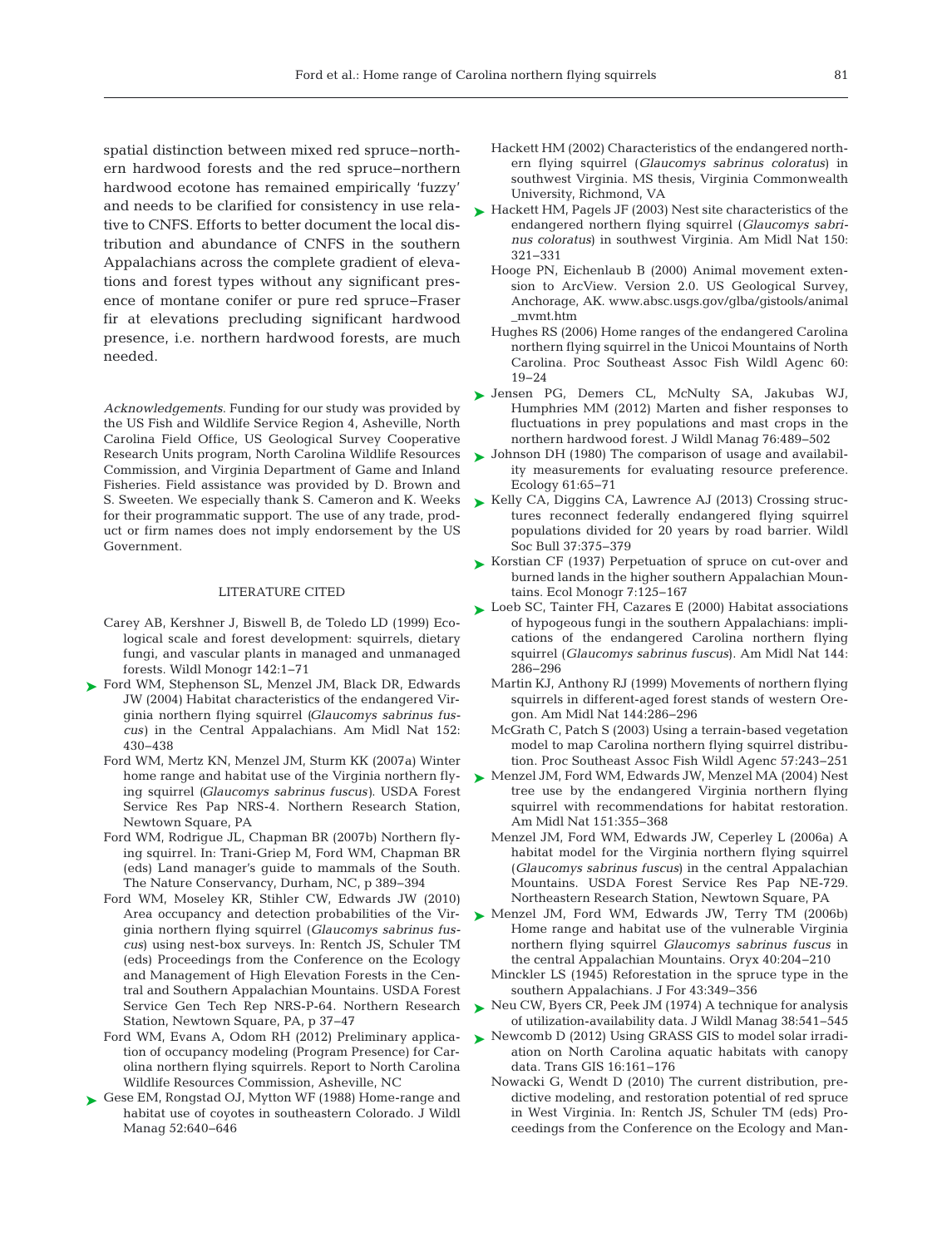spatial distinction between mixed red spruce–northern hardwood forests and the red spruce–northern hardwood ecotone has remained empirically 'fuzzy' and needs to be clarified for consistency in use relative to CNFS. Efforts to better document the local distribution and abundance of CNFS in the southern Appalachians across the complete gradient of elevations and forest types without any significant presence of montane conifer or pure red spruce–Fraser fir at elevations precluding significant hardwood presence, i.e. northern hardwood forests, are much needed.

*Acknowledgements*. Funding for our study was provided by the US Fish and Wildlife Service Region 4, Asheville, North Carolina Field Office, US Geological Survey Cooperative Research Units program, North Carolina Wildlife Resources Commission, and Virginia Department of Game and Inland Fisheries. Field assistance was provided by D. Brown and S. Sweeten. We especially thank S. Cameron and K. Weeks for their programmatic support. The use of any trade, product or firm names does not imply endorsement by the US Government.

## LITERATURE CITED

Carey AB, Kershner J, Biswell B, de Toledo LD (1999) Ecological scale and forest development: squirrels, dietary fungi, and vascular plants in managed and unmanaged forests. Wildl Monogr 142:1–71

Ford WM, Stephenson SL, Menzel JM, Black DR, Edwards JW (2004) Habitat characteristics of the endangered Virginia northern flying squirrel (*Glaucomys sabrinus fuscus*) in the Central Appalachians. Am Midl Nat 152: 430–438

Ford WM, Mertz KN, Menzel JM, Sturm KK (2007a) Winter home range and habitat use of the Virginia northern flying squirrel (*Glaucomys sabrinus fuscus*). USDA Forest Service Res Pap NRS-4. Northern Research Station, Newtown Square, PA

Ford WM, Rodrigue JL, Chapman BR (2007b) Northern flying squirrel. In: Trani-Griep M, Ford WM, Chapman BR (eds) Land manager's guide to mammals of the South. The Nature Conservancy, Durham, NC, p 389–394

Ford WM, Moseley KR, Stihler CW, Edwards JW (2010) Area occupancy and detection probabilities of the Virginia northern flying squirrel (*Glaucomys sabrinus fuscus*) using nest-box surveys. In: Rentch JS, Schuler TM (eds) Proceedings from the Conference on the Ecology and Management of High Elevation Forests in the Central and Southern Appalachian Mountains. USDA Forest Service Gen Tech Rep NRS-P-64. Northern Research Station, Newtown Square, PA, p 37–47

Ford WM, Evans A, Odom RH (2012) Preliminary application of occupancy modeling (Program Presence) for Carolina northern flying squirrels. Report to North Carolina Wildlife Resources Commission, Asheville, NC

Gese EM, Rongstad OJ, Mytton WF (1988) Home-range and habitat use of coyotes in southeastern Colorado. J Wildl Manag 52:640–646

Hackett HM (2002) Characteristics of the endangered northern flying squirrel (*Glaucomys sabrinus coloratus*) in southwest Virginia. MS thesis, Virginia Commonwealth University, Richmond, VA

Hackett HM, Pagels JF (2003) Nest site characteristics of the endangered northern flying squirrel (*Glaucomys sabrinus coloratus*) in southwest Virginia. Am Midl Nat 150: 321–331

Hooge PN, Eichenlaub B (2000) Animal movement extension to ArcView. Version 2.0. US Geological Survey, Anchorage, AK. www.absc.usgs.gov/glba/gistools/animal_mvmt.htm

Hughes RS (2006) Home ranges of the endangered Carolina northern flying squirrel in the Unicoi Mountains of North Carolina. Proc Southeast Assoc Fish Wildl Agenc 60: 19–24

Jensen PG, Demers CL, McNulty SA, Jakubas WJ, Humphries MM (2012) Marten and fisher responses to fluctuations in prey populations and mast crops in the northern hardwood forest. J Wildl Manag 76:489–502

Johnson DH (1980) The comparison of usage and availability measurements for evaluating resource preference. Ecology 61:65–71

Kelly CA, Diggins CA, Lawrence AJ (2013) Crossing structures reconnect federally endangered flying squirrel populations divided for 20 years by road barrier. Wildl Soc Bull 37:375–379

Korstian CF (1937) Perpetuation of spruce on cut-over and burned lands in the higher southern Appalachian Mountains. Ecol Monogr 7:125–167

Loeb SC, Tainter FH, Cazares E (2000) Habitat associations of hypogeous fungi in the southern Appalachians: implications of the endangered Carolina northern flying squirrel (*Glaucomys sabrinus fuscus*). Am Midl Nat 144: 286–296

Martin KJ, Anthony RJ (1999) Movements of northern flying squirrels in different-aged forest stands of western Oregon. Am Midl Nat 144:286–296

McGrath C, Patch S (2003) Using a terrain-based vegetation model to map Carolina northern flying squirrel distribution. Proc Southeast Assoc Fish Wildl Agenc 57:243–251

Menzel JM, Ford WM, Edwards JW, Menzel MA (2004) Nest tree use by the endangered Virginia northern flying squirrel with recommendations for habitat restoration. Am Midl Nat 151:355–368

Menzel JM, Ford WM, Edwards JW, Ceperley L (2006a) A habitat model for the Virginia northern flying squirrel (*Glaucomys sabrinus fuscus*) in the central Appalachian Mountains. USDA Forest Service Res Pap NE-729. Northeastern Research Station, Newtown Square, PA

Menzel JM, Ford WM, Edwards JW, Terry TM (2006b) Home range and habitat use of the vulnerable Virginia northern flying squirrel *Glaucomys sabrinus fuscus* in the central Appalachian Mountains. Oryx 40:204–210

Minckler LS (1945) Reforestation in the spruce type in the southern Appalachians. J For 43:349–356

Neu CW, Byers CR, Peek JM (1974) A technique for analysis of utilization-availability data. J Wildl Manag 38:541–545

Newcomb D (2012) Using GRASS GIS to model solar irradiation on North Carolina aquatic habitats with canopy data. Trans GIS 16:161–176

Nowacki G, Wendt D (2010) The current distribution, predictive modeling, and restoration potential of red spruce in West Virginia. In: Rentch JS, Schuler TM (eds) Proceedings from the Conference on the Ecology and Man-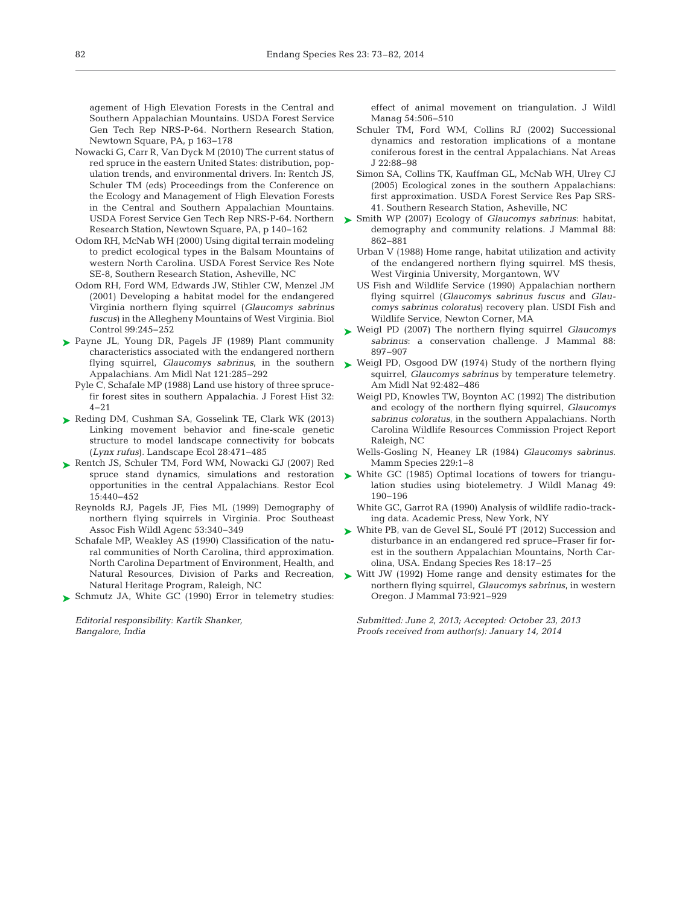agement of High Elevation Forests in the Central and Southern Appalachian Mountains. USDA Forest Service Gen Tech Rep NRS-P-64. Northern Research Station, Newtown Square, PA, p 163–178

Nowacki G, Carr R, Van Dyck M (2010) The current status of red spruce in the eastern United States: distribution, population trends, and environmental drivers. In: Rentch JS, Schuler TM (eds) Proceedings from the Conference on the Ecology and Management of High Elevation Forests in the Central and Southern Appalachian Mountains. USDA Forest Service Gen Tech Rep NRS-P-64. Northern Research Station, Newtown Square, PA, p 140–162

Odom RH, McNab WH (2000) Using digital terrain modeling to predict ecological types in the Balsam Mountains of western North Carolina. USDA Forest Service Res Note SE-8, Southern Research Station, Asheville, NC

Odom RH, Ford WM, Edwards JW, Stihler CW, Menzel JM (2001) Developing a habitat model for the endangered Virginia northern flying squirrel (*Glaucomys sabrinus fuscus*) in the Allegheny Mountains of West Virginia. Biol Control 99:245–252

Payne JL, Young DR, Pagels JF (1989) Plant community characteristics associated with the endangered northern flying squirrel, *Glaucomys sabrinus*, in the southern Appalachians. Am Midl Nat 121:285–292

Pyle C, Schafale MP (1988) Land use history of three spruce-fir forest sites in southern Appalachia. J Forest Hist 32: 4–21

Reding DM, Cushman SA, Gosselink TE, Clark WK (2013) Linking movement behavior and fine-scale genetic structure to model landscape connectivity for bobcats (*Lynx rufus*). Landscape Ecol 28:471–485

Rentch JS, Schuler TM, Ford WM, Nowacki GJ (2007) Red spruce stand dynamics, simulations and restoration opportunities in the central Appalachians. Restor Ecol 15:440–452

Reynolds RJ, Pagels JF, Fies ML (1999) Demography of northern flying squirrels in Virginia. Proc Southeast Assoc Fish Wildl Agenc 53:340–349

Schafale MP, Weakley AS (1990) Classification of the natural communities of North Carolina, third approximation. North Carolina Department of Environment, Health, and Natural Resources, Division of Parks and Recreation, Natural Heritage Program, Raleigh, NC

Schmutz JA, White GC (1990) Error in telemetry studies: effect of animal movement on triangulation. J Wildl Manag 54:506–510

Schuler TM, Ford WM, Collins RJ (2002) Successional dynamics and restoration implications of a montane coniferous forest in the central Appalachians. Nat Areas J 22:88–98

Simon SA, Collins TK, Kauffman GL, McNab WH, Ulrey CJ (2005) Ecological zones in the southern Appalachians: first approximation. USDA Forest Service Res Pap SRS-41. Southern Research Station, Asheville, NC

Smith WP (2007) Ecology of *Glaucomys sabrinus*: habitat, demography and community relations. J Mammal 88: 862–881

Urban V (1988) Home range, habitat utilization and activity of the endangered northern flying squirrel. MS thesis, West Virginia University, Morgantown, WV

US Fish and Wildlife Service (1990) Appalachian northern flying squirrel (*Glaucomys sabrinus fuscus* and *Glaucomys sabrinus coloratus*) recovery plan. USDI Fish and Wildlife Service, Newton Corner, MA

Weigl PD (2007) The northern flying squirrel *Glaucomys sabrinus*: a conservation challenge. J Mammal 88: 897–907

Weigl PD, Osgood DW (1974) Study of the northern flying squirrel, *Glaucomys sabrinus* by temperature telemetry. Am Midl Nat 92:482–486

Weigl PD, Knowles TW, Boynton AC (1992) The distribution and ecology of the northern flying squirrel, *Glaucomys sabrinus coloratus*, in the southern Appalachians. North Carolina Wildlife Resources Commission Project Report Raleigh, NC

Wells-Gosling N, Heaney LR (1984) *Glaucomys sabrinus*. Mamm Species 229:1–8

White GC (1985) Optimal locations of towers for triangulation studies using biotelemetry. J Wildl Manag 49: 190–196

White GC, Garrot RA (1990) Analysis of wildlife radio-tracking data. Academic Press, New York, NY

White PB, van de Gevel SL, Soulé PT (2012) Succession and disturbance in an endangered red spruce–Fraser fir forest in the southern Appalachian Mountains, North Carolina, USA. Endang Species Res 18:17–25

Witt JW (1992) Home range and density estimates for the northern flying squirrel, *Glaucomys sabrinus*, in western Oregon. J Mammal 73:921–929

*Editorial responsibility: Kartik Shanker, Bangalore, India*

*Submitted: June 2, 2013; Accepted: October 23, 2013*
*Proofs received from author(s): January 14, 2014*